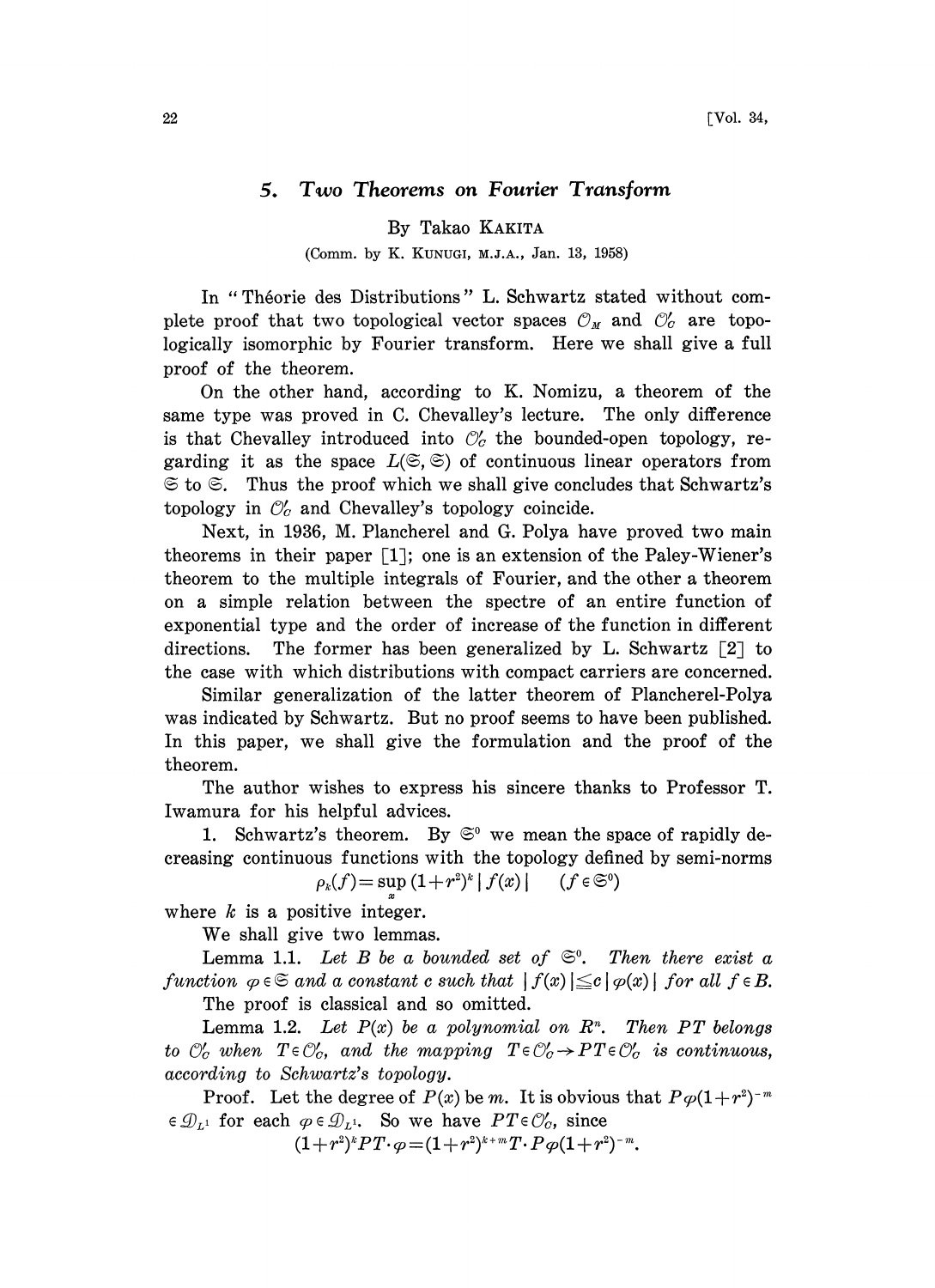# 5. Two Theorems on Fourier Transform

By Takao KAKITA

(Comm. by K. KUNUGI, M.J.A., Jan. 13, 1958)

In "Théorie des Distributions" L. Schwartz stated without complete proof that two topological vector spaces $\mathcal{O}_M$ and $\mathcal{O}'_C$ are topologically isomorphic by Fourier transform. Here we shall give a full proof of the theorem.

On the other hand, according to K. Nomizu, a theorem of the same type was proved in C. Chevalley's lecture. The only difference is that Chevalley introduced into $\mathcal{O}'_C$ the bounded-open topology, regarding it as the space $L(\mathfrak{S}, \mathfrak{S})$ of continuous linear operators from $\mathfrak{S}$ to $\mathfrak{S}$. Thus the proof which we shall give concludes that Schwartz's topology in $\mathcal{O}'_C$ and Chevalley's topology coincide.

Next, in 1936, M. Plancherel and G. Polya have proved two main theorems in their paper [1]; one is an extension of the Paley-Wiener's theorem to the multiple integrals of Fourier, and the other a theorem on a simple relation between the spectre of an entire function of exponential type and the order of increase of the function in different directions. The former has been generalized by L. Schwartz [2] to the case with which distributions with compact carriers are concerned.

Similar generalization of the latter theorem of Plancherel-Polya was indicated by Schwartz. But no proof seems to have been published. In this paper, we shall give the formulation and the proof of the theorem.

The author wishes to express his sincere thanks to Professor T. Iwamura for his helpful advices.

1. Schwartz's theorem. By $\mathfrak{S}^0$ we mean the space of rapidly decreasing continuous functions with the topology defined by semi-norms

$$\rho_k(f) = \sup_x (1+r^2)^k |f(x)| \qquad (f \in \mathfrak{S}^0)$$

where $k$ is a positive integer.

We shall give two lemmas.

Lemma 1.1. *Let $B$ be a bounded set of $\mathfrak{S}^0$. Then there exist a function $\varphi \in \mathfrak{S}$ and a constant $c$ such that $|f(x)| \leq c|\varphi(x)|$ for all $f \in B$.*

The proof is classical and so omitted.

Lemma 1.2. *Let $P(x)$ be a polynomial on $R^n$. Then $PT$ belongs to $\mathcal{O}'_C$ when $T \in \mathcal{O}'_C$, and the mapping $T \in \mathcal{O}'_C \to PT \in \mathcal{O}'_C$ is continuous, according to Schwartz's topology.*

Proof. Let the degree of $P(x)$ be $m$. It is obvious that $P\varphi(1+r^2)^{-m} \in \mathcal{D}_{L^1}$ for each $\varphi \in \mathcal{D}_{L^1}$. So we have $PT \in \mathcal{O}'_C$, since

$$(1+r^2)^k PT \cdot \varphi = (1+r^2)^{k+m} T \cdot P\varphi(1+r^2)^{-m}.$$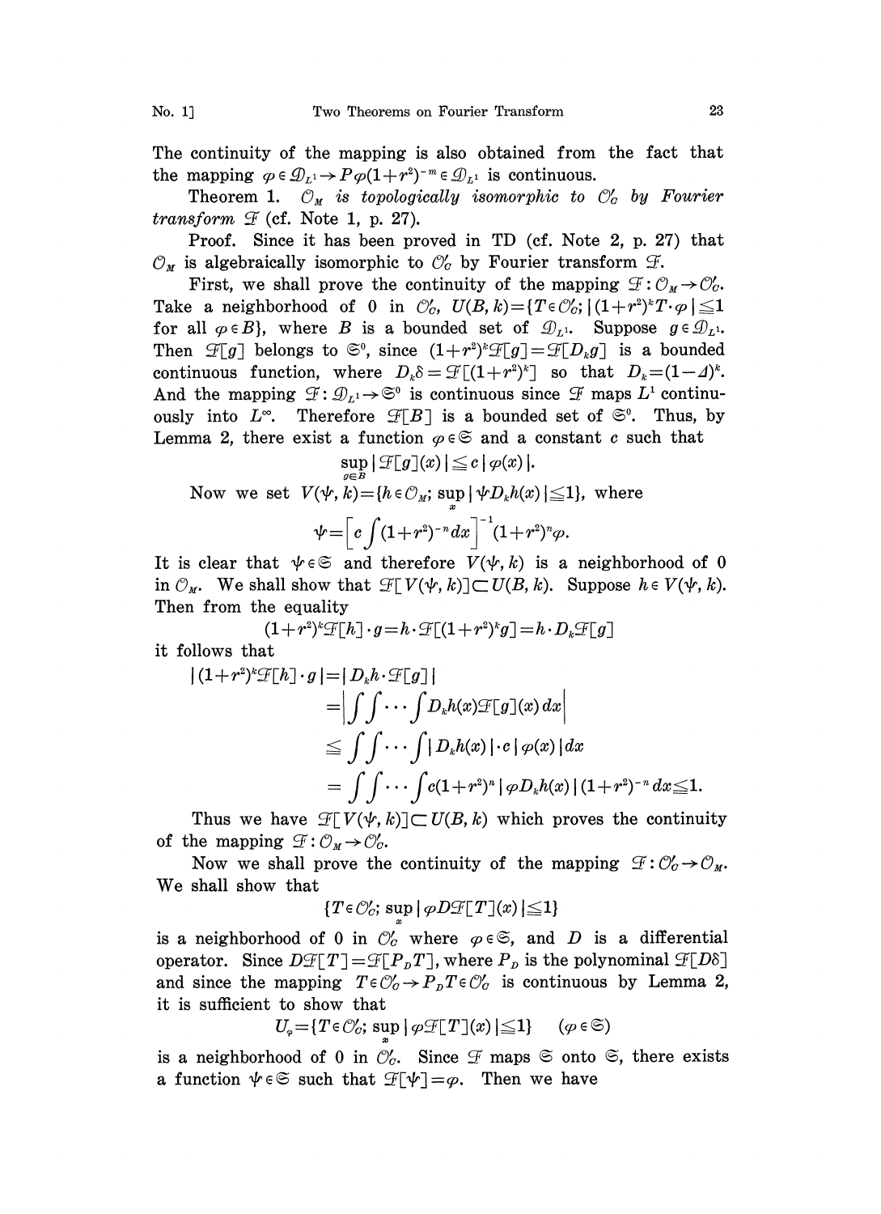The continuity of the mapping is also obtained from the fact that the mapping $\varphi \in \mathcal{D}_{L^1} \to P\varphi(1+r^2)^{-m} \in \mathcal{D}_{L^1}$ is continuous.

Theorem 1. *$\mathcal{O}_M$ is topologically isomorphic to $\mathcal{O}'_C$ by Fourier transform $\mathcal{F}$* (cf. Note 1, p. 27).

Proof. Since it has been proved in TD (cf. Note 2, p. 27) that $\mathcal{O}_M$ is algebraically isomorphic to $\mathcal{O}'_C$ by Fourier transform $\mathcal{F}$.

First, we shall prove the continuity of the mapping $\mathcal{F}: \mathcal{O}_M \to \mathcal{O}'_C$. Take a neighborhood of 0 in $\mathcal{O}'_C$, $U(B, k) = \{T \in \mathcal{O}'_C; |(1+r^2)^k T \cdot \varphi| \leqq 1$ for all $\varphi \in B\}$, where $B$ is a bounded set of $\mathcal{D}_{L^1}$. Suppose $g \in \mathcal{D}_{L^1}$. Then $\mathcal{F}[g]$ belongs to $\mathfrak{S}^0$, since $(1+r^2)^k \mathcal{F}[g] = \mathcal{F}[D_k g]$ is a bounded continuous function, where $D_k \delta = \mathcal{F}[(1+r^2)^k]$ so that $D_k = (1-\Delta)^k$. And the mapping $\mathcal{F}: \mathcal{D}_{L^1} \to \mathfrak{S}^0$ is continuous since $\mathcal{F}$ maps $L^1$ continuously into $L^\infty$. Therefore $\mathcal{F}[B]$ is a bounded set of $\mathfrak{S}^0$. Thus, by Lemma 2, there exist a function $\varphi \in \mathfrak{S}$ and a constant $c$ such that

$$\sup_{g \in B} |\mathcal{F}[g](x)| \leqq c\,|\varphi(x)|.$$

Now we set $V(\psi, k) = \{h \in \mathcal{O}_M; \sup_x |\psi D_k h(x)| \leqq 1\}$, where

$$\psi = \left[ c \int (1+r^2)^{-n} dx \right]^{-1} (1+r^2)^n \varphi.$$

It is clear that $\psi \in \mathfrak{S}$ and therefore $V(\psi, k)$ is a neighborhood of 0 in $\mathcal{O}_M$. We shall show that $\mathcal{F}[V(\psi, k)] \subset U(B, k)$. Suppose $h \in V(\psi, k)$. Then from the equality

$$(1+r^2)^k \mathcal{F}[h] \cdot g = h \cdot \mathcal{F}[(1+r^2)^k g] = h \cdot D_k \mathcal{F}[g]$$

it follows that

$$\begin{aligned}
|(1+r^2)^k \mathcal{F}[h] \cdot g| &= |D_k h \cdot \mathcal{F}[g]| \\
&= \left| \int\int \cdots \int D_k h(x) \mathcal{F}[g](x)\, dx \right| \\
&\leqq \int\int \cdots \int |D_k h(x)| \cdot c\, |\varphi(x)|\, dx \\
&= \int\int \cdots \int c(1+r^2)^n |\varphi D_k h(x)| (1+r^2)^{-n} dx \leqq 1.
\end{aligned}$$

Thus we have $\mathcal{F}[V(\psi, k)] \subset U(B, k)$ which proves the continuity of the mapping $\mathcal{F}: \mathcal{O}_M \to \mathcal{O}'_C$.

Now we shall prove the continuity of the mapping $\mathcal{F}: \mathcal{O}'_C \to \mathcal{O}_M$. We shall show that

$$\{T \in \mathcal{O}'_C; \sup_x |\varphi D \mathcal{F}[T](x)| \leqq 1\}$$

is a neighborhood of 0 in $\mathcal{O}'_C$ where $\varphi \in \mathfrak{S}$, and $D$ is a differential operator. Since $D\mathcal{F}[T] = \mathcal{F}[P_D T]$, where $P_D$ is the polynominal $\mathcal{F}[D\delta]$ and since the mapping $T \in \mathcal{O}'_C \to P_D T \in \mathcal{O}'_C$ is continuous by Lemma 2, it is sufficient to show that

$$U_\varphi = \{T \in \mathcal{O}'_C; \sup_x |\varphi \mathcal{F}[T](x)| \leqq 1\} \qquad (\varphi \in \mathfrak{S})$$

is a neighborhood of 0 in $\mathcal{O}'_C$. Since $\mathcal{F}$ maps $\mathfrak{S}$ onto $\mathfrak{S}$, there exists a function $\psi \in \mathfrak{S}$ such that $\mathcal{F}[\psi] = \varphi$. Then we have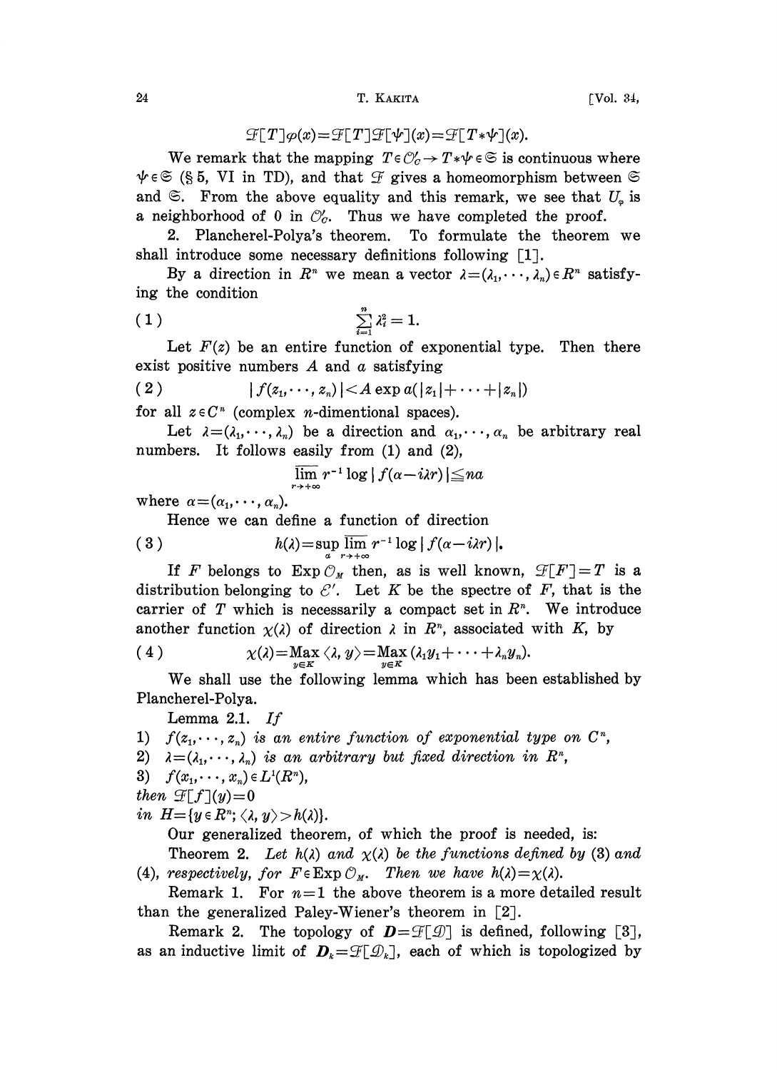$$\mathcal{F}[T]\varphi(x)=\mathcal{F}[T]\mathcal{F}[\psi](x)=\mathcal{F}[T*\psi](x).$$

We remark that the mapping $T\in\mathcal{O}'_C\to T*\psi\in\mathfrak{S}$ is continuous where $\psi\in\mathfrak{S}$ (§ 5, VI in TD), and that $\mathcal{F}$ gives a homeomorphism between $\mathfrak{S}$ and $\mathfrak{S}$. From the above equality and this remark, we see that $U_\varphi$ is a neighborhood of 0 in $\mathcal{O}'_C$. Thus we have completed the proof.

2. Plancherel-Polya's theorem. To formulate the theorem we shall introduce some necessary definitions following [1].

By a direction in $R^n$ we mean a vector $\lambda=(\lambda_1,\cdots,\lambda_n)\in R^n$ satisfying the condition

$$\sum_{i=1}^{n}\lambda_i^2=1. \tag{1}$$

Let $F(z)$ be an entire function of exponential type. Then there exist positive numbers $A$ and $a$ satisfying

$$|f(z_1,\cdots,z_n)|<A\exp a(|z_1|+\cdots+|z_n|) \tag{2}$$

for all $z\in C^n$ (complex $n$-dimentional spaces).

Let $\lambda=(\lambda_1,\cdots,\lambda_n)$ be a direction and $\alpha_1,\cdots,\alpha_n$ be arbitrary real numbers. It follows easily from (1) and (2),

$$\overline{\lim_{r\to+\infty}}\, r^{-1}\log|f(\alpha-i\lambda r)|\leqq na$$

where $\alpha=(\alpha_1,\cdots,\alpha_n)$.

Hence we can define a function of direction

$$h(\lambda)=\sup_{\alpha}\overline{\lim_{r\to+\infty}}\, r^{-1}\log|f(\alpha-i\lambda r)|. \tag{3}$$

If $F$ belongs to $\operatorname{Exp}\mathcal{O}_M$ then, as is well known, $\mathcal{F}[F]=T$ is a distribution belonging to $\mathcal{E}'$. Let $K$ be the spectre of $F$, that is the carrier of $T$ which is necessarily a compact set in $R^n$. We introduce another function $\chi(\lambda)$ of direction $\lambda$ in $R^n$, associated with $K$, by

$$\chi(\lambda)=\operatorname*{Max}_{y\in K}\langle\lambda,y\rangle=\operatorname*{Max}_{y\in K}(\lambda_1y_1+\cdots+\lambda_ny_n). \tag{4}$$

We shall use the following lemma which has been established by Plancherel-Polya.

Lemma 2.1. *If*

1) *$f(z_1,\cdots,z_n)$ is an entire function of exponential type on $C^n$,*
2) *$\lambda=(\lambda_1,\cdots,\lambda_n)$ is an arbitrary but fixed direction in $R^n$,*
3) *$f(x_1,\cdots,x_n)\in L^1(R^n)$,*

*then $\mathcal{F}[f](y)=0$*
*in $H=\{y\in R^n;\langle\lambda,y\rangle>h(\lambda)\}$.*

Our generalized theorem, of which the proof is needed, is:

Theorem 2. *Let $h(\lambda)$ and $\chi(\lambda)$ be the functions defined by* (3) *and* (4), *respectively, for $F\in\operatorname{Exp}\mathcal{O}_M$. Then we have $h(\lambda)=\chi(\lambda)$.*

Remark 1. For $n=1$ the above theorem is a more detailed result than the generalized Paley-Wiener's theorem in [2].

Remark 2. The topology of $\boldsymbol{D}=\mathcal{F}[\mathcal{D}]$ is defined, following [3], as an inductive limit of $\boldsymbol{D}_k=\mathcal{F}[\mathcal{D}_k]$, each of which is topologized by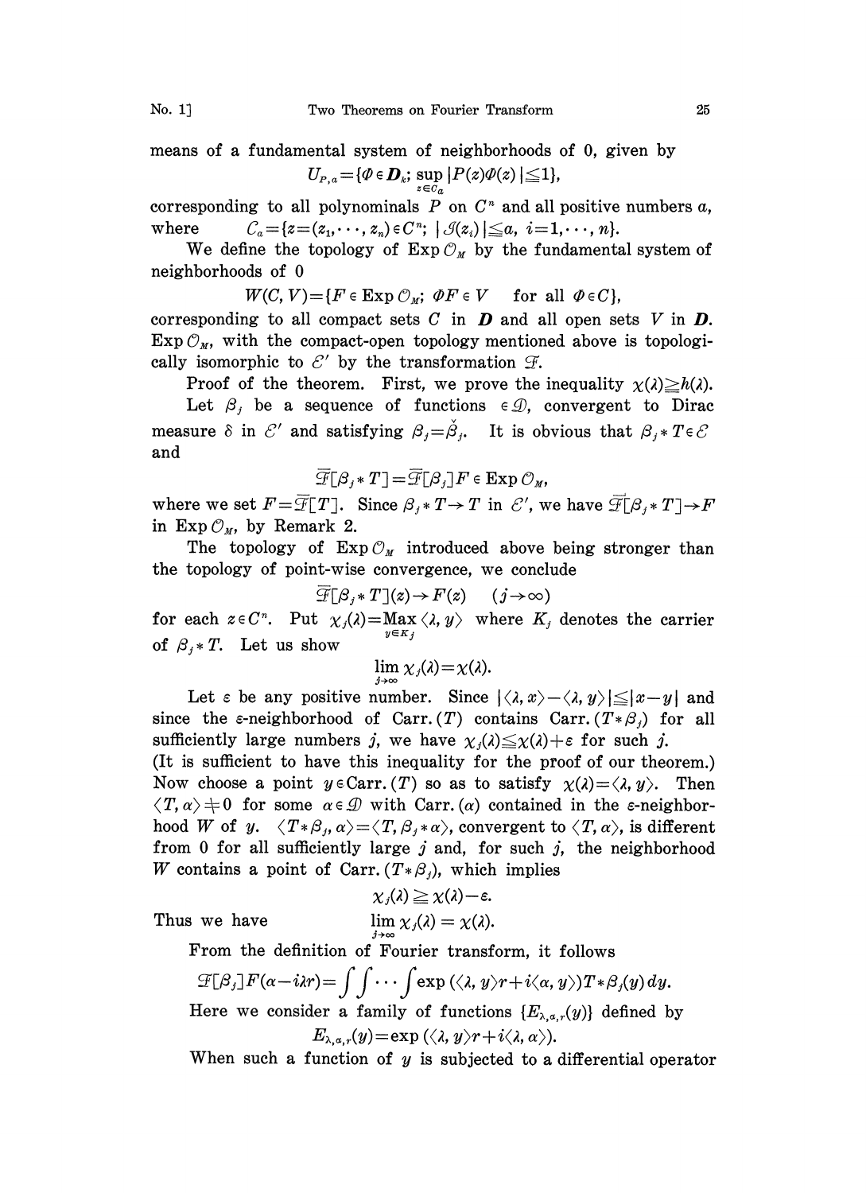means of a fundamental system of neighborhoods of 0, given by

$$U_{P,a}=\{\Phi \in \boldsymbol{D}_k;\ \sup_{z\in C_a}|P(z)\Phi(z)|\leqq 1\},$$

corresponding to all polynominals $P$ on $C^n$ and all positive numbers $a$, where $\quad C_a=\{z=(z_1,\cdots,z_n)\in C^n;\ |\mathcal{I}(z_i)|\leqq a,\ i=1,\cdots,n\}$.

We define the topology of $\operatorname{Exp}\mathcal{O}_M$ by the fundamental system of neighborhoods of 0

$$W(C,V)=\{F\in \operatorname{Exp}\mathcal{O}_M;\ \Phi F\in V \quad \text{for all } \Phi\in C\},$$

corresponding to all compact sets $C$ in $\boldsymbol{D}$ and all open sets $V$ in $\boldsymbol{D}$. $\operatorname{Exp}\mathcal{O}_M$, with the compact-open topology mentioned above is topologically isomorphic to $\mathcal{E}'$ by the transformation $\mathcal{F}$.

Proof of the theorem. First, we prove the inequality $\chi(\lambda)\geqq h(\lambda)$.

Let $\beta_j$ be a sequence of functions $\in \mathcal{D}$, convergent to Dirac measure $\delta$ in $\mathcal{E}'$ and satisfying $\beta_j=\check{\beta}_j$. It is obvious that $\beta_j * T\in\mathcal{E}$ and

$$\overline{\mathcal{F}}[\beta_j * T]=\overline{\mathcal{F}}[\beta_j]F\in \operatorname{Exp}\mathcal{O}_M,$$

where we set $F=\overline{\mathcal{F}}[T]$. Since $\beta_j * T\rightarrow T$ in $\mathcal{E}'$, we have $\overline{\mathcal{F}}[\beta_j * T]\rightarrow F$ in $\operatorname{Exp}\mathcal{O}_M$, by Remark 2.

The topology of $\operatorname{Exp}\mathcal{O}_M$ introduced above being stronger than the topology of point-wise convergence, we conclude

$$\overline{\mathcal{F}}[\beta_j * T](z)\rightarrow F(z) \quad (j\rightarrow\infty)$$

for each $z\in C^n$. Put $\chi_j(\lambda)=\operatorname*{Max}_{y\in K_j}\langle\lambda, y\rangle$ where $K_j$ denotes the carrier of $\beta_j * T$. Let us show

$$\lim_{j\to\infty}\chi_j(\lambda)=\chi(\lambda).$$

Let $\varepsilon$ be any positive number. Since $|\langle\lambda,x\rangle-\langle\lambda,y\rangle|\leqq|x-y|$ and since the $\varepsilon$-neighborhood of $\operatorname{Carr.}(T)$ contains $\operatorname{Carr.}(T*\beta_j)$ for all sufficiently large numbers $j$, we have $\chi_j(\lambda)\leqq\chi(\lambda)+\varepsilon$ for such $j$. (It is sufficient to have this inequality for the proof of our theorem.) Now choose a point $y\in\operatorname{Carr.}(T)$ so as to satisfy $\chi(\lambda)=\langle\lambda,y\rangle$. Then $\langle T,\alpha\rangle\neq 0$ for some $\alpha\in\mathcal{D}$ with $\operatorname{Carr.}(\alpha)$ contained in the $\varepsilon$-neighborhood $W$ of $y$. $\langle T*\beta_j,\alpha\rangle=\langle T,\beta_j*\alpha\rangle$, convergent to $\langle T,\alpha\rangle$, is different from 0 for all sufficiently large $j$ and, for such $j$, the neighborhood $W$ contains a point of $\operatorname{Carr.}(T*\beta_j)$, which implies

$$\chi_j(\lambda)\geqq\chi(\lambda)-\varepsilon.$$

Thus we have

$$\lim_{j\to\infty}\chi_j(\lambda)=\chi(\lambda).$$

From the definition of Fourier transform, it follows

$$\mathcal{F}[\beta_j]F(\alpha-i\lambda r)=\int\int\cdots\int \exp(\langle\lambda,y\rangle r+i\langle\alpha,y\rangle)T*\beta_j(y)\,dy.$$

Here we consider a family of functions $\{E_{\lambda,\alpha,r}(y)\}$ defined by

$$E_{\lambda,\alpha,r}(y)=\exp(\langle\lambda,y\rangle r+i\langle\lambda,\alpha\rangle).$$

When such a function of $y$ is subjected to a differential operator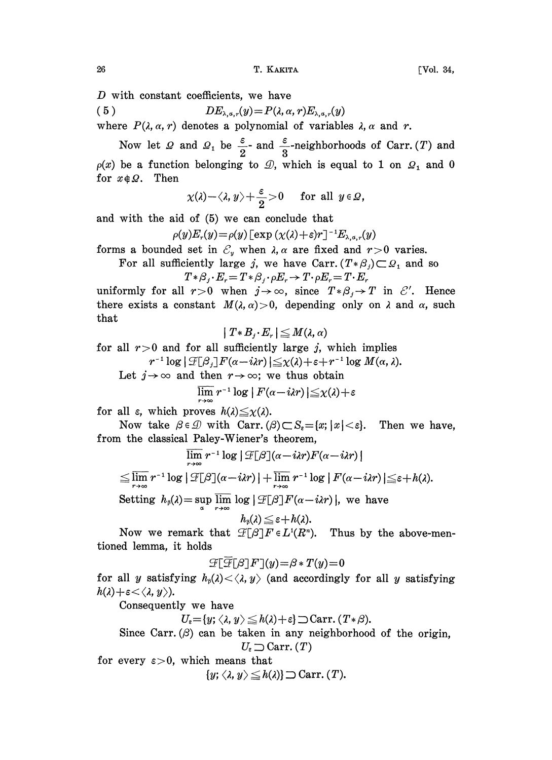$D$ with constant coefficients, we have

$$(5)\qquad DE_{\lambda,\alpha,r}(y)=P(\lambda,\alpha,r)E_{\lambda,\alpha,r}(y)$$

where $P(\lambda,\alpha,r)$ denotes a polynomial of variables $\lambda$, $\alpha$ and $r$.

Now let $\Omega$ and $\Omega_1$ be $\frac{\varepsilon}{2}$- and $\frac{\varepsilon}{3}$-neighborhoods of Carr. $(T)$ and $\rho(x)$ be a function belonging to $\mathcal{D}$, which is equal to 1 on $\Omega_1$ and 0 for $x\notin\Omega$. Then

$$\chi(\lambda)-\langle\lambda, y\rangle+\frac{\varepsilon}{2}>0 \quad \text{for all } y\in\Omega,$$

and with the aid of (5) we can conclude that

$$\rho(y)E_r(y)=\rho(y)[\exp(\chi(\lambda)+\varepsilon)r]^{-1}E_{\lambda,\alpha,r}(y)$$

forms a bounded set in $\mathcal{E}_y$ when $\lambda,\alpha$ are fixed and $r>0$ varies.

For all sufficiently large $j$, we have Carr. $(T*\beta_j)\subset\Omega_1$ and so

$$T*\beta_j\cdot E_r=T*\beta_j\cdot\rho E_r\to T\cdot\rho E_r=T\cdot E_r$$

uniformly for all $r>0$ when $j\to\infty$, since $T*\beta_j\to T$ in $\mathcal{E}'$. Hence there exists a constant $M(\lambda,\alpha)>0$, depending only on $\lambda$ and $\alpha$, such that

$$|T*B_j\cdot E_r|\leqq M(\lambda,\alpha)$$

for all $r>0$ and for all sufficiently large $j$, which implies

$$r^{-1}\log|\mathcal{F}[\beta_j]F(\alpha-i\lambda r)|\leqq\chi(\lambda)+\varepsilon+r^{-1}\log M(\alpha,\lambda).$$

Let $j\to\infty$ and then $r\to\infty$; we thus obtain

$$\overline{\lim_{r\to\infty}}\, r^{-1}\log|F(\alpha-i\lambda r)|\leqq\chi(\lambda)+\varepsilon$$

for all $\varepsilon$, which proves $h(\lambda)\leqq\chi(\lambda)$.

Now take $\beta\in\mathcal{D}$ with Carr. $(\beta)\subset S_\varepsilon=\{x; |x|<\varepsilon\}$. Then we have, from the classical Paley-Wiener's theorem,

$$\overline{\lim_{r\to\infty}}\, r^{-1}\log|\mathcal{F}[\beta](\alpha-i\lambda r)F(\alpha-i\lambda r)|$$

$$\leqq\overline{\lim_{r\to\infty}}\, r^{-1}\log|\mathcal{F}[\beta](\alpha-i\lambda r)|+\overline{\lim_{r\to\infty}}\, r^{-1}\log|F(\alpha-i\lambda r)|\leqq\varepsilon+h(\lambda).$$

Setting $h_\beta(\lambda)=\sup_\alpha\overline{\lim_{r\to\infty}}\log|\mathcal{F}[\beta]F(\alpha-i\lambda r)|$, we have

$$h_\beta(\lambda)\leqq\varepsilon+h(\lambda).$$

Now we remark that $\mathcal{F}[\beta]F\in L^1(R^n)$. Thus by the above-mentioned lemma, it holds

$$\mathcal{F}[\overline{\mathcal{F}}[\beta]F](y)=\beta*T(y)=0$$

for all $y$ satisfying $h_\beta(\lambda)<\langle\lambda,y\rangle$ (and accordingly for all $y$ satisfying $h(\lambda)+\varepsilon<\langle\lambda,y\rangle$).

Consequently we have

$$U_\varepsilon=\{y; \langle\lambda,y\rangle\leqq h(\lambda)+\varepsilon\}\supset\text{Carr.}(T*\beta).$$

Since Carr. $(\beta)$ can be taken in any neighborhood of the origin,

$$U_\varepsilon\supset\text{Carr.}(T)$$

for every $\varepsilon>0$, which means that

$$\{y; \langle\lambda,y\rangle\leqq h(\lambda)\}\supset\text{Carr.}(T).$$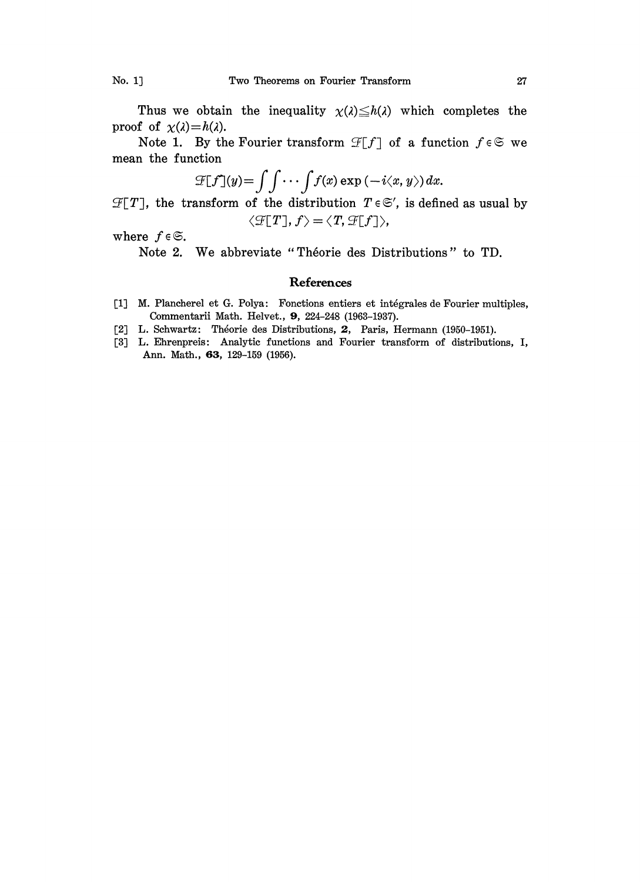Thus we obtain the inequality $\chi(\lambda) \leqq h(\lambda)$ which completes the proof of $\chi(\lambda) = h(\lambda)$.

Note 1. By the Fourier transform $\mathcal{F}[f]$ of a function $f \in \mathfrak{S}$ we mean the function

$$\mathcal{F}[f](y) = \int\int \cdots \int f(x) \exp(-i\langle x, y\rangle)\, dx.$$

$\mathcal{F}[T]$, the transform of the distribution $T \in \mathfrak{S}'$, is defined as usual by

$$\langle \mathcal{F}[T], f\rangle = \langle T, \mathcal{F}[f]\rangle,$$

where $f \in \mathfrak{S}$.

Note 2. We abbreviate "Théorie des Distributions" to TD.

## References

[1] M. Plancherel et G. Polya: Fonctions entiers et intégrales de Fourier multiples, Commentarii Math. Helvet., **9**, 224–248 (1963–1937).

[2] L. Schwartz: Théorie des Distributions, **2**, Paris, Hermann (1950–1951).

[3] L. Ehrenpreis: Analytic functions and Fourier transform of distributions, I, Ann. Math., **63**, 129–159 (1956).